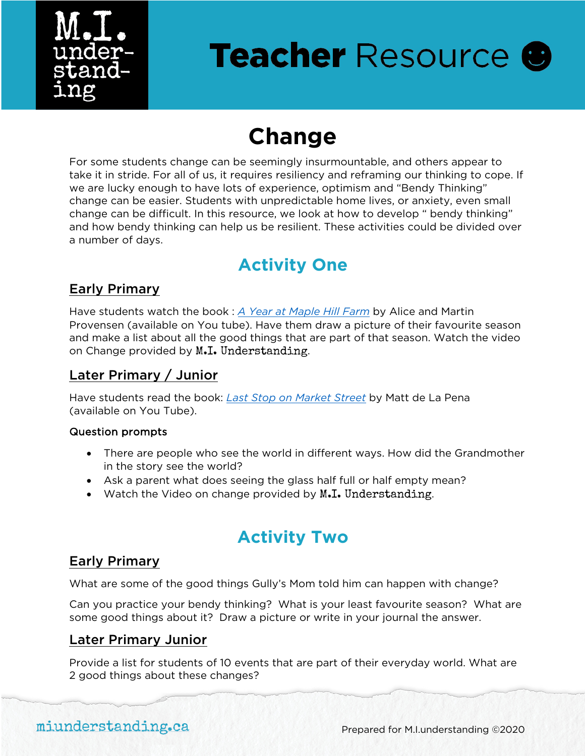# Teacher Resource ☻

## Change

For some students change can be seemingly insurmountable, and others appear to take it in stride. For all of us, it requires resiliency and reframing our thinking to cope. If we are lucky enough to have lots of experience, optimism and "Bendy Thinking" change can be easier. Students with unpredictable home lives, or anxiety, even small change can be difficult. In this resource, we look at how to develop " bendy thinking" and how bendy thinking can help us be resilient. These activities could be divided over a number of days.

## Activity One

### Early Primary

Have students watch the book : *A Year at Maple Hill Farm* by Alice and Martin Provensen (available on You tube). Have them draw a picture of their favourite season and make a list about all the good things that are part of that season. Watch the video on Change provided by M.I. Understanding.

### Later Primary / Junior

Have students read the book: *Last Stop on Market Street* by Matt de La Pena (available on You Tube).

**Question prompts**

- There are people who see the world in different ways. How did the Grandmother in the story see the world?
- Ask a parent what does seeing the glass half full or half empty mean?
- Watch the Video on change provided by M.I. Understanding.

## Activity Two

### Early Primary

What are some of the good things Gully's Mom told him can happen with change?

Can you practice your bendy thinking? What is your least favourite season? What are some good things about it? Draw a picture or write in your journal the answer.

### Later Primary Junior

Provide a list for students of 10 events that are part of their everyday world. What are 2 good things about these changes?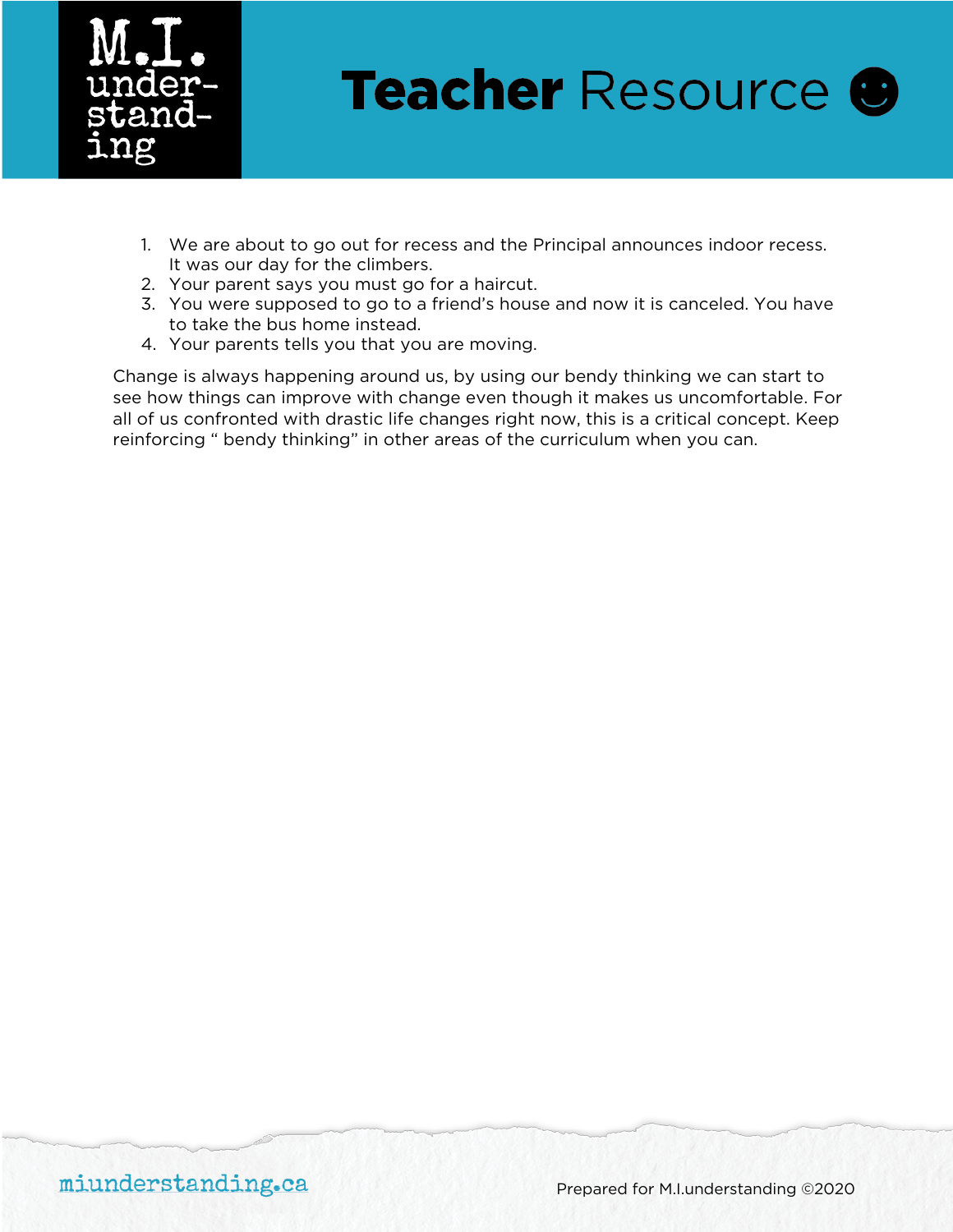# Teacher Resource

1. We are about to go out for recess and the Principal announces indoor recess. It was our day for the climbers.
2. Your parent says you must go for a haircut.
3. You were supposed to go to a friend's house and now it is canceled. You have to take the bus home instead.
4. Your parents tells you that you are moving.

Change is always happening around us, by using our bendy thinking we can start to see how things can improve with change even though it makes us uncomfortable. For all of us confronted with drastic life changes right now, this is a critical concept. Keep reinforcing " bendy thinking" in other areas of the curriculum when you can.